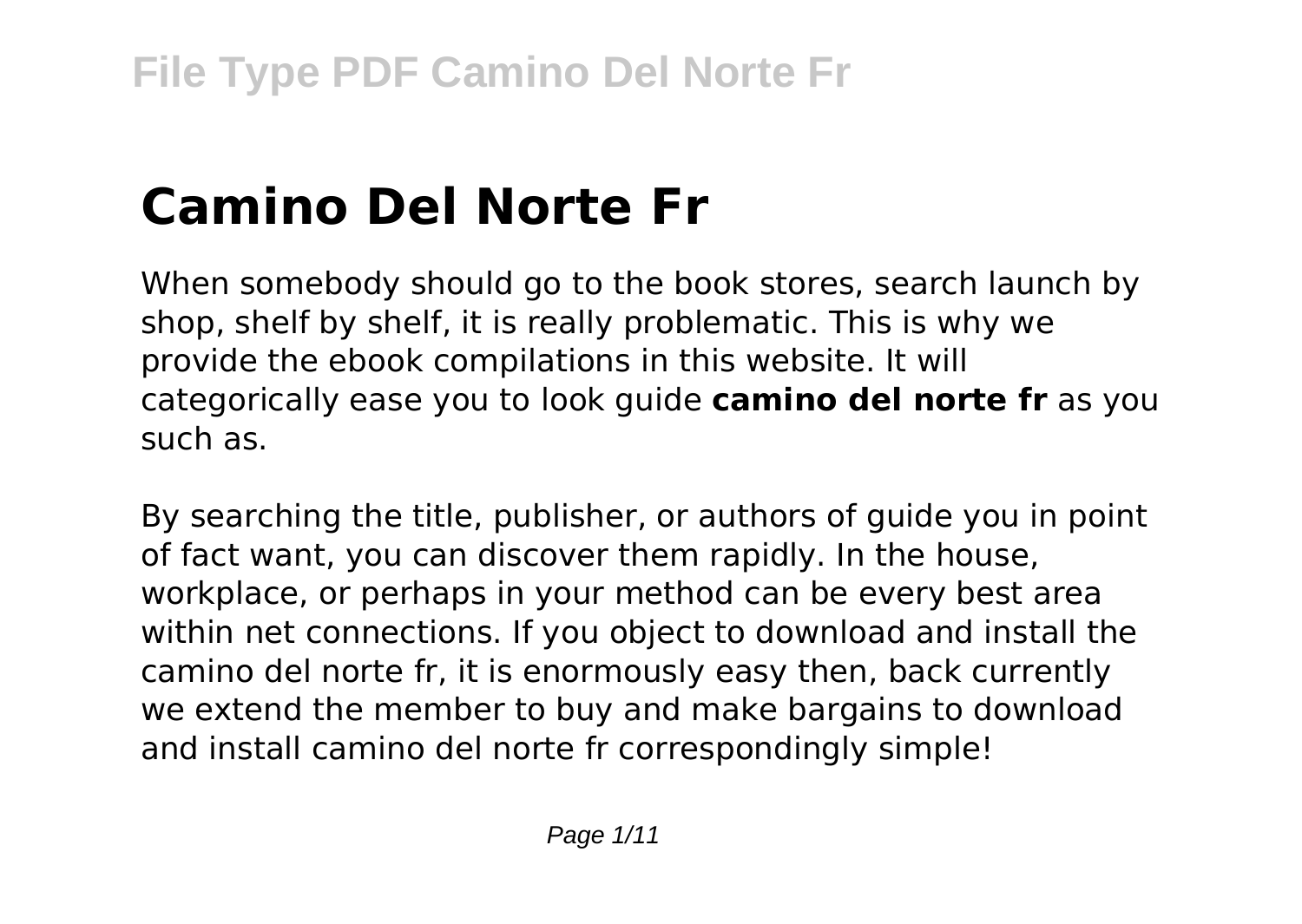# Camino Del Norte Fr

When somebody should go to the book stores, search launch by shop, shelf by shelf, it is really problematic. This is why we provide the ebook compilations in this website. It will categorically ease you to look guide **camino del norte fr** as you such as.

By searching the title, publisher, or authors of guide you in point of fact want, you can discover them rapidly. In the house, workplace, or perhaps in your method can be every best area within net connections. If you object to download and install the camino del norte fr, it is enormously easy then, back currently we extend the member to buy and make bargains to download and install camino del norte fr correspondingly simple!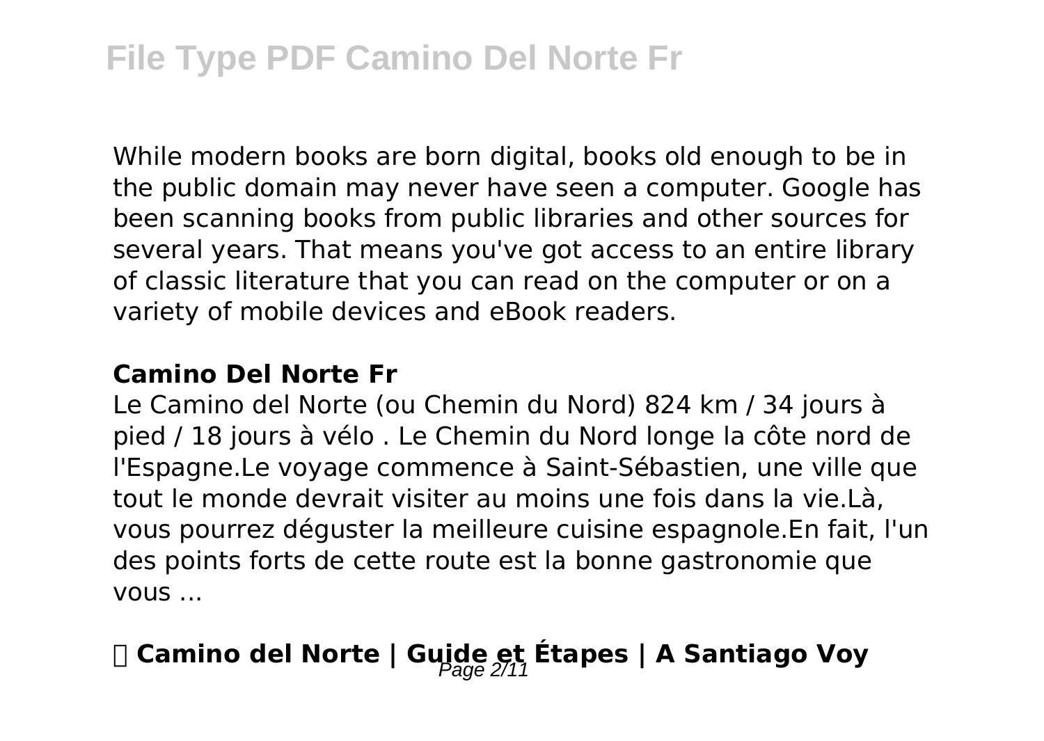While modern books are born digital, books old enough to be in the public domain may never have seen a computer. Google has been scanning books from public libraries and other sources for several years. That means you've got access to an entire library of classic literature that you can read on the computer or on a variety of mobile devices and eBook readers.

### Camino Del Norte Fr

Le Camino del Norte (ou Chemin du Nord) 824 km / 34 jours à pied / 18 jours à vélo . Le Chemin du Nord longe la côte nord de l'Espagne.Le voyage commence à Saint-Sébastien, une ville que tout le monde devrait visiter au moins une fois dans la vie.Là, vous pourrez déguster la meilleure cuisine espagnole.En fait, l'un des points forts de cette route est la bonne gastronomie que vous ...

## ️ Camino del Norte | Guide et Étapes | A Santiago Voy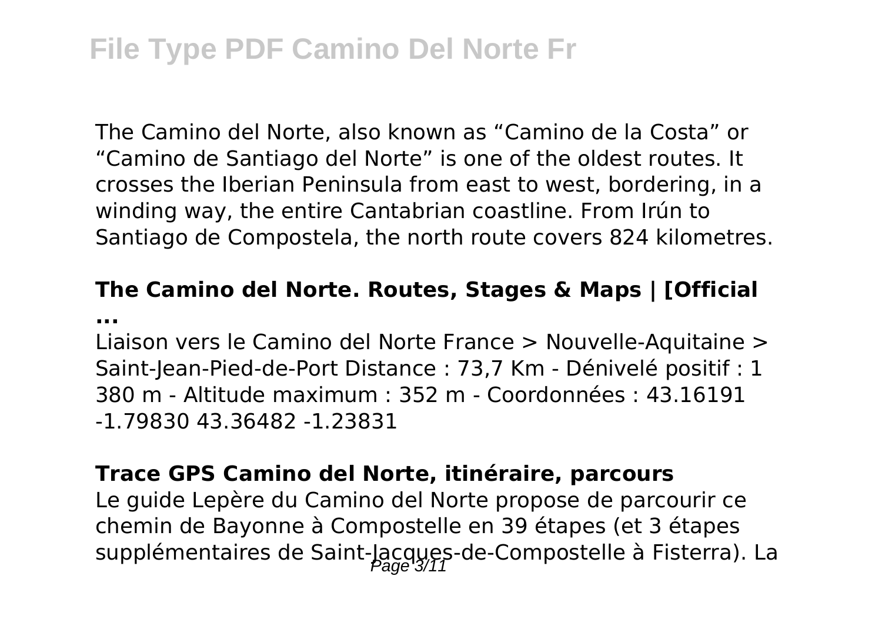The Camino del Norte, also known as “Camino de la Costa” or “Camino de Santiago del Norte” is one of the oldest routes. It crosses the Iberian Peninsula from east to west, bordering, in a winding way, the entire Cantabrian coastline. From Irún to Santiago de Compostela, the north route covers 824 kilometres.

### The Camino del Norte. Routes, Stages & Maps | [Official ...

Liaison vers le Camino del Norte France > Nouvelle-Aquitaine > Saint-Jean-Pied-de-Port Distance : 73,7 Km - Dénivelé positif : 1 380 m - Altitude maximum : 352 m - Coordonnées : 43.16191 -1.79830 43.36482 -1.23831

### Trace GPS Camino del Norte, itinéraire, parcours

Le guide Lepère du Camino del Norte propose de parcourir ce chemin de Bayonne à Compostelle en 39 étapes (et 3 étapes supplémentaires de Saint-Jacques-de-Compostelle à Fisterra). La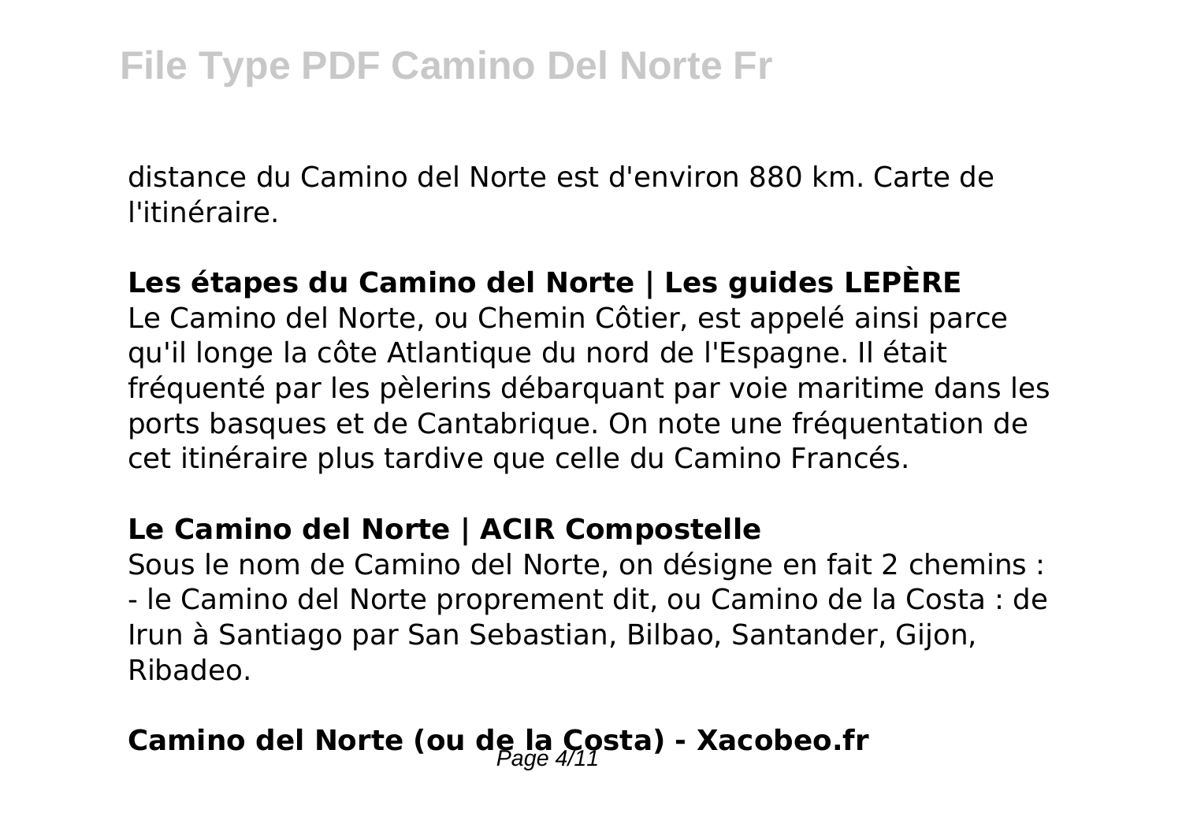distance du Camino del Norte est d'environ 880 km. Carte de l'itinéraire.

### Les étapes du Camino del Norte | Les guides LEPÈRE

Le Camino del Norte, ou Chemin Côtier, est appelé ainsi parce qu'il longe la côte Atlantique du nord de l'Espagne. Il était fréquenté par les pèlerins débarquant par voie maritime dans les ports basques et de Cantabrique. On note une fréquentation de cet itinéraire plus tardive que celle du Camino Francés.

### Le Camino del Norte | ACIR Compostelle

Sous le nom de Camino del Norte, on désigne en fait 2 chemins :
- le Camino del Norte proprement dit, ou Camino de la Costa : de Irun à Santiago par San Sebastian, Bilbao, Santander, Gijon, Ribadeo.

### Camino del Norte (ou de la Costa) - Xacobeo.fr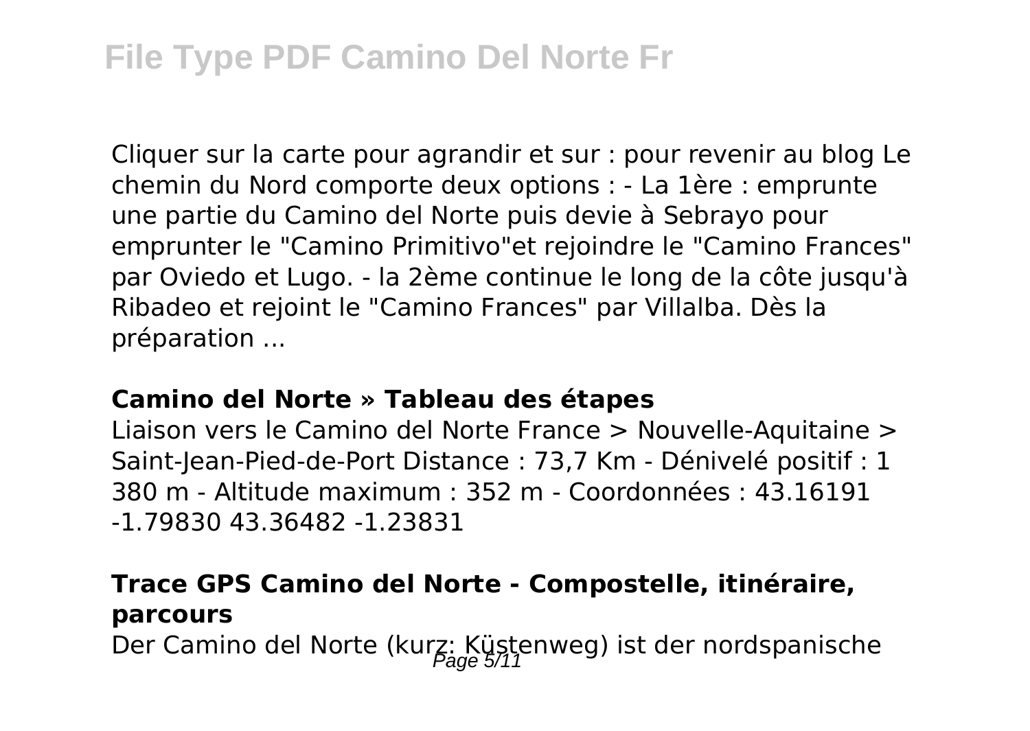Cliquer sur la carte pour agrandir et sur : pour revenir au blog Le chemin du Nord comporte deux options : - La 1ère : emprunte une partie du Camino del Norte puis devie à Sebrayo pour emprunter le "Camino Primitivo"et rejoindre le "Camino Frances" par Oviedo et Lugo. - la 2ème continue le long de la côte jusqu'à Ribadeo et rejoint le "Camino Frances" par Villalba. Dès la préparation ...

**Camino del Norte » Tableau des étapes**

Liaison vers le Camino del Norte France > Nouvelle-Aquitaine > Saint-Jean-Pied-de-Port Distance : 73,7 Km - Dénivelé positif : 1 380 m - Altitude maximum : 352 m - Coordonnées : 43.16191 -1.79830 43.36482 -1.23831

**Trace GPS Camino del Norte - Compostelle, itinéraire, parcours**

Der Camino del Norte (kurz: Küstenweg) ist der nordspanische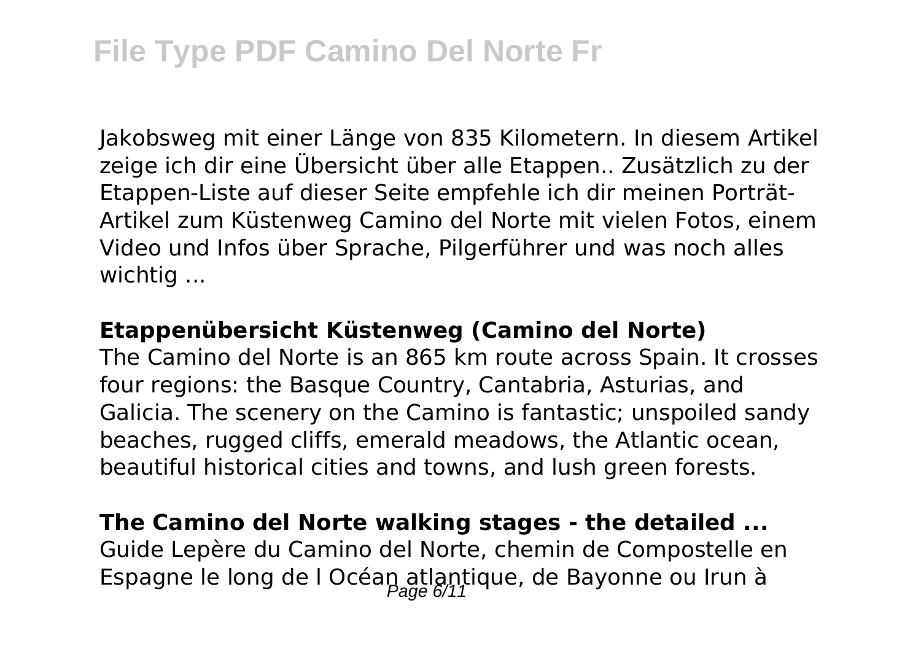Jakobsweg mit einer Länge von 835 Kilometern. In diesem Artikel zeige ich dir eine Übersicht über alle Etappen.. Zusätzlich zu der Etappen-Liste auf dieser Seite empfehle ich dir meinen Porträt-Artikel zum Küstenweg Camino del Norte mit vielen Fotos, einem Video und Infos über Sprache, Pilgerführer und was noch alles wichtig ...

**Etappenübersicht Küstenweg (Camino del Norte)**

The Camino del Norte is an 865 km route across Spain. It crosses four regions: the Basque Country, Cantabria, Asturias, and Galicia. The scenery on the Camino is fantastic; unspoiled sandy beaches, rugged cliffs, emerald meadows, the Atlantic ocean, beautiful historical cities and towns, and lush green forests.

**The Camino del Norte walking stages - the detailed ...**

Guide Lepère du Camino del Norte, chemin de Compostelle en Espagne le long de l Océan atlantique, de Bayonne ou Irun à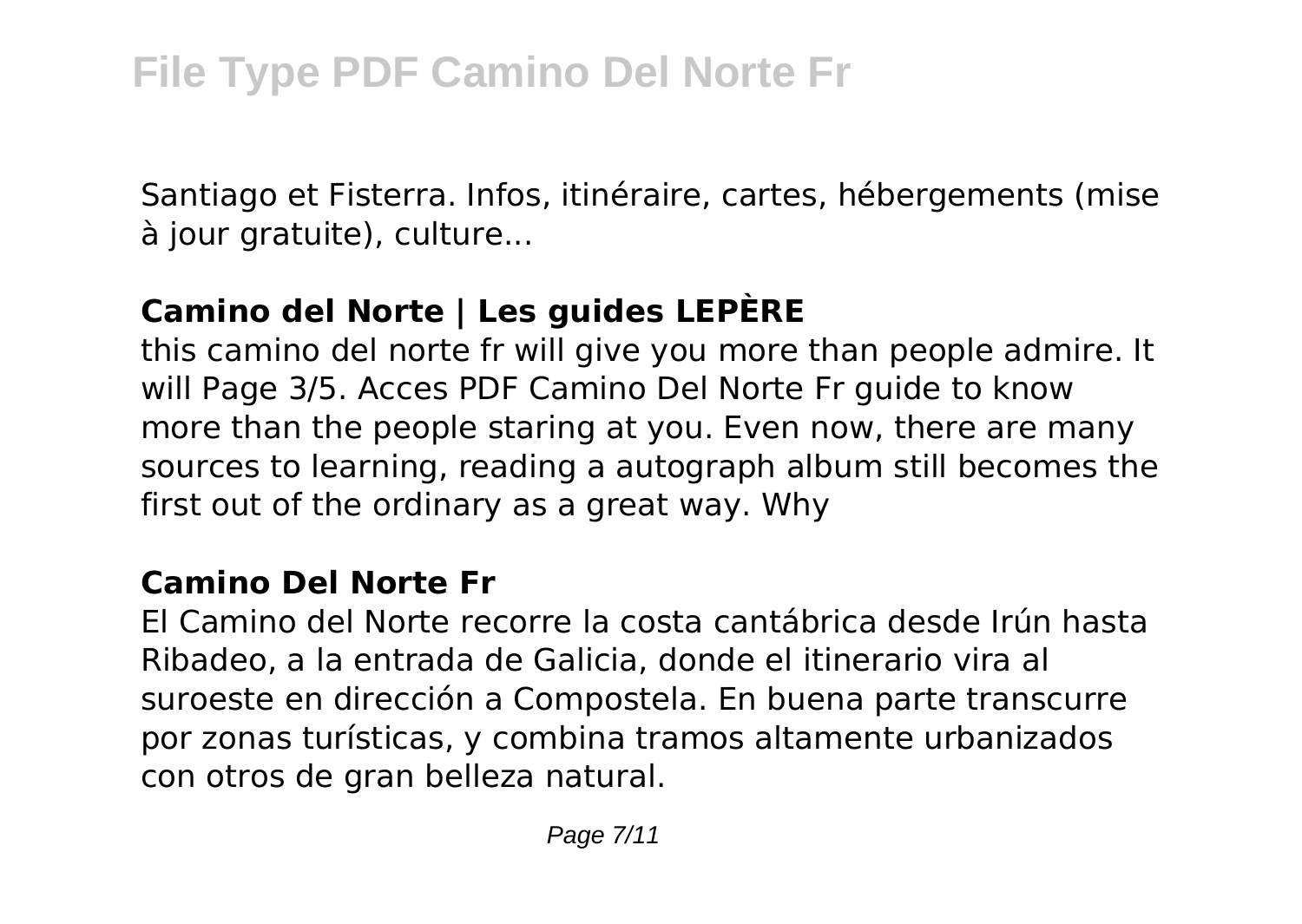Santiago et Fisterra. Infos, itinéraire, cartes, hébergements (mise à jour gratuite), culture...

**Camino del Norte | Les guides LEPÈRE**

this camino del norte fr will give you more than people admire. It will Page 3/5. Acces PDF Camino Del Norte Fr guide to know more than the people staring at you. Even now, there are many sources to learning, reading a autograph album still becomes the first out of the ordinary as a great way. Why

**Camino Del Norte Fr**

El Camino del Norte recorre la costa cantábrica desde Irún hasta Ribadeo, a la entrada de Galicia, donde el itinerario vira al suroeste en dirección a Compostela. En buena parte transcurre por zonas turísticas, y combina tramos altamente urbanizados con otros de gran belleza natural.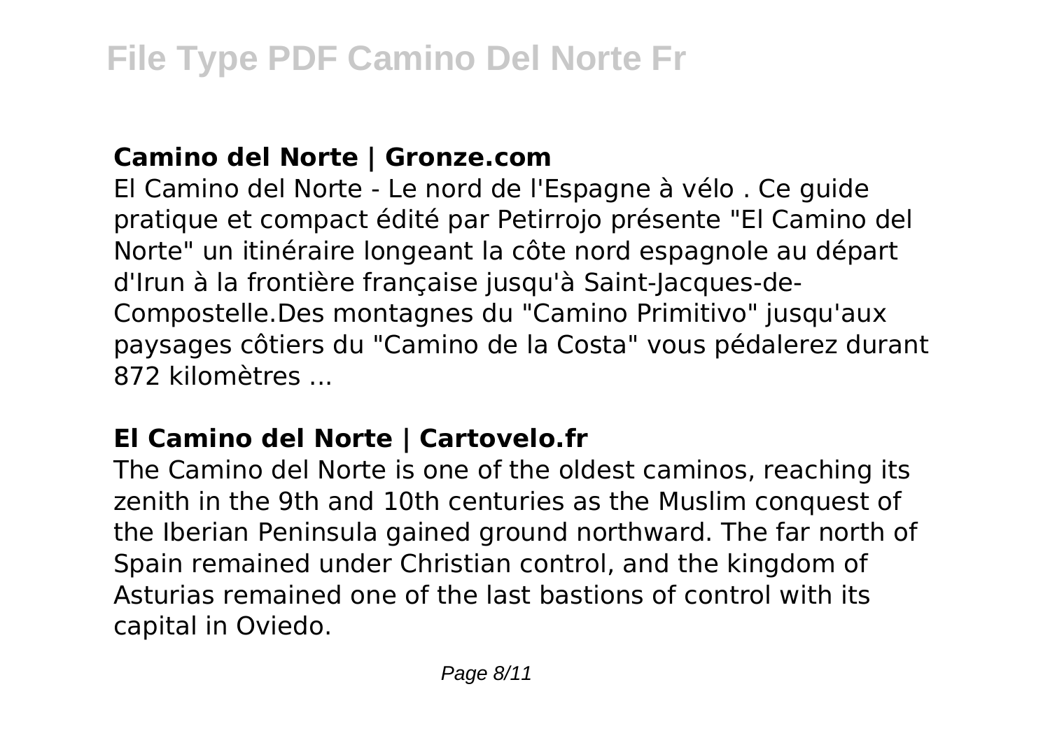## Camino del Norte | Gronze.com

El Camino del Norte - Le nord de l'Espagne à vélo . Ce guide pratique et compact édité par Petirrojo présente "El Camino del Norte" un itinéraire longeant la côte nord espagnole au départ d'Irun à la frontière française jusqu'à Saint-Jacques-de-Compostelle.Des montagnes du "Camino Primitivo" jusqu'aux paysages côtiers du "Camino de la Costa" vous pédalerez durant 872 kilomètres ...

## El Camino del Norte | Cartovelo.fr

The Camino del Norte is one of the oldest caminos, reaching its zenith in the 9th and 10th centuries as the Muslim conquest of the Iberian Peninsula gained ground northward. The far north of Spain remained under Christian control, and the kingdom of Asturias remained one of the last bastions of control with its capital in Oviedo.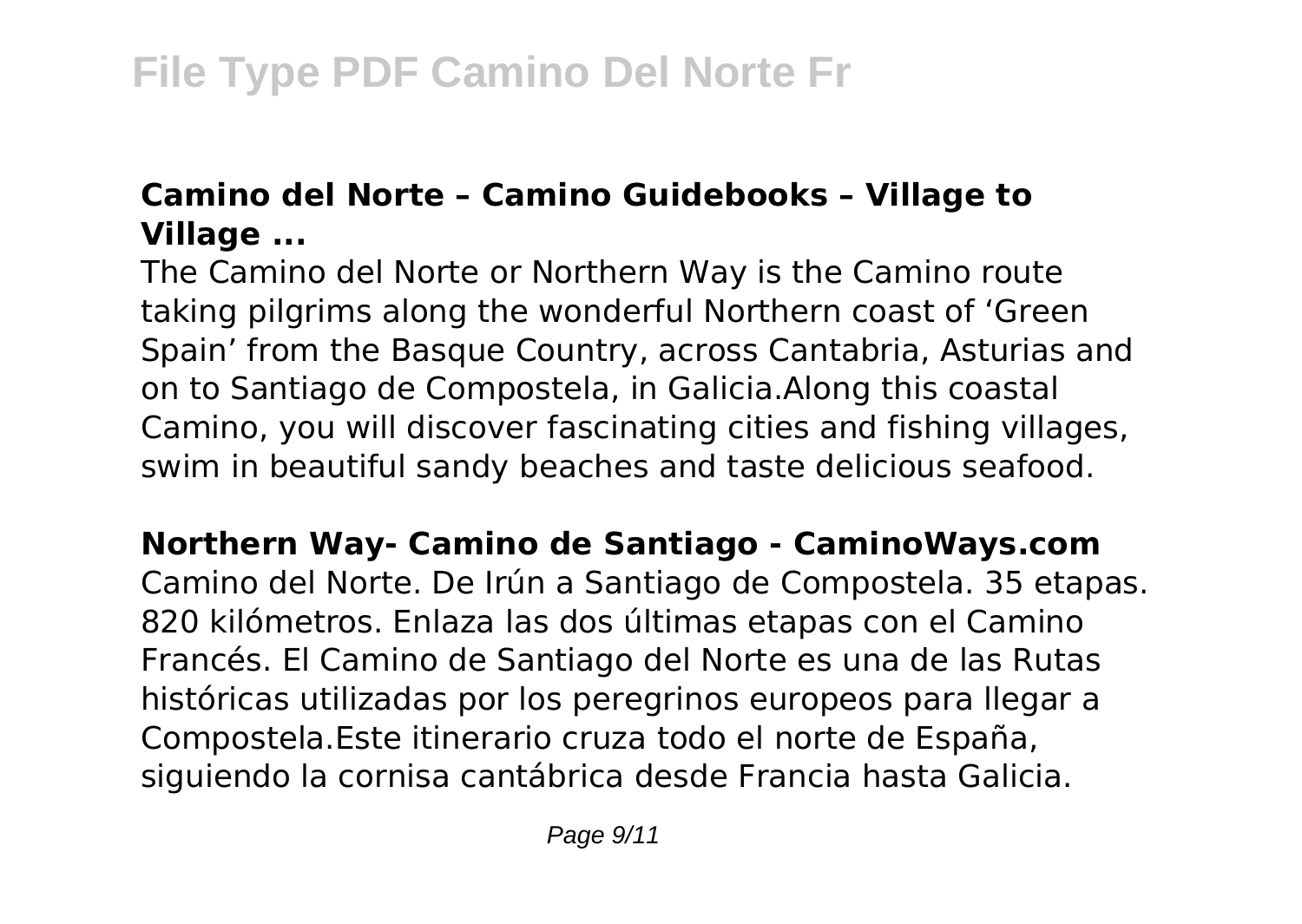## Camino del Norte – Camino Guidebooks – Village to Village ...

The Camino del Norte or Northern Way is the Camino route taking pilgrims along the wonderful Northern coast of 'Green Spain' from the Basque Country, across Cantabria, Asturias and on to Santiago de Compostela, in Galicia.Along this coastal Camino, you will discover fascinating cities and fishing villages, swim in beautiful sandy beaches and taste delicious seafood.

## Northern Way- Camino de Santiago - CaminoWays.com

Camino del Norte. De Irún a Santiago de Compostela. 35 etapas. 820 kilómetros. Enlaza las dos últimas etapas con el Camino Francés. El Camino de Santiago del Norte es una de las Rutas históricas utilizadas por los peregrinos europeos para llegar a Compostela.Este itinerario cruza todo el norte de España, siguiendo la cornisa cantábrica desde Francia hasta Galicia.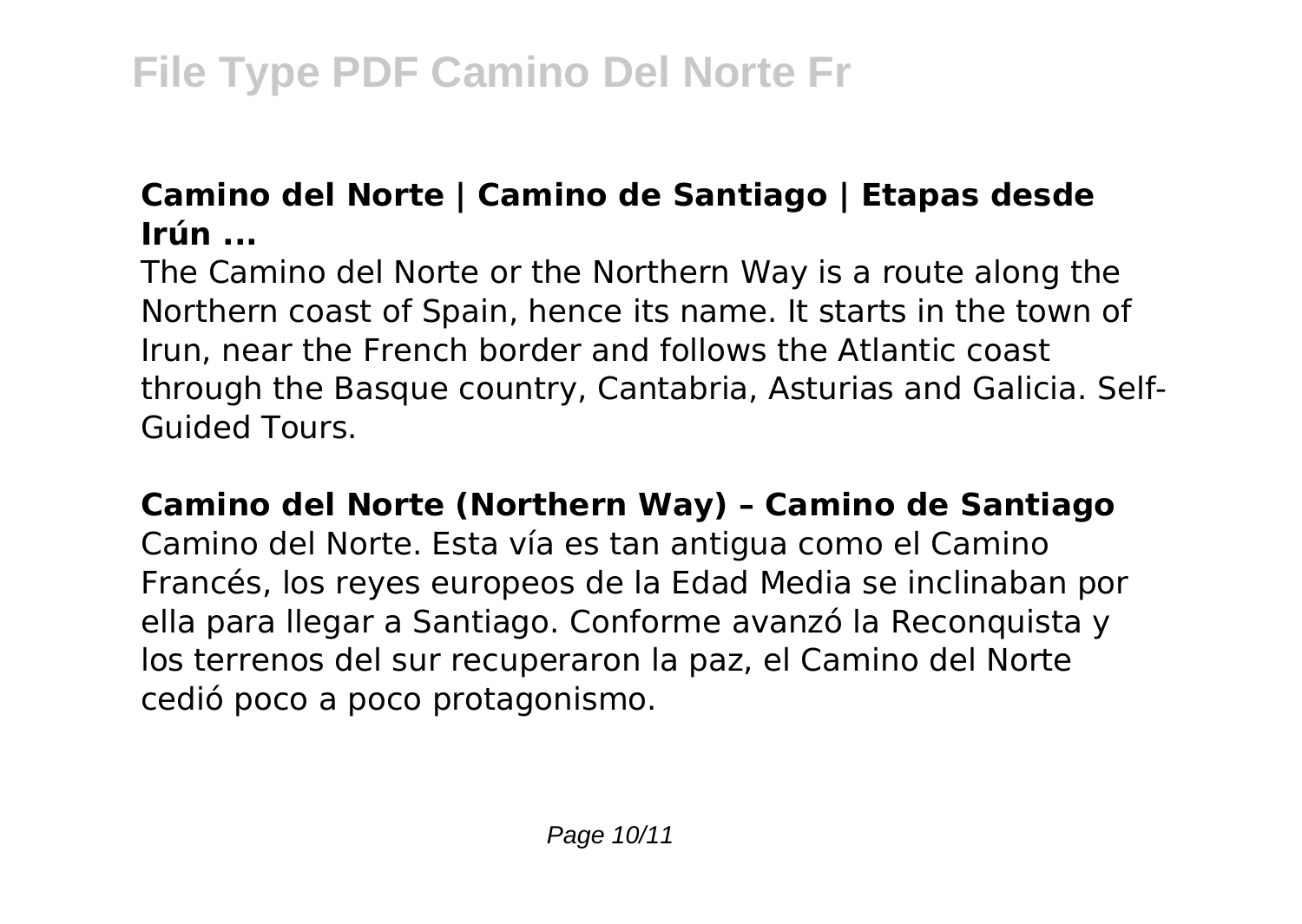## Camino del Norte | Camino de Santiago | Etapas desde Irún ...

The Camino del Norte or the Northern Way is a route along the Northern coast of Spain, hence its name. It starts in the town of Irun, near the French border and follows the Atlantic coast through the Basque country, Cantabria, Asturias and Galicia. Self-Guided Tours.

## Camino del Norte (Northern Way) – Camino de Santiago

Camino del Norte. Esta vía es tan antigua como el Camino Francés, los reyes europeos de la Edad Media se inclinaban por ella para llegar a Santiago. Conforme avanzó la Reconquista y los terrenos del sur recuperaron la paz, el Camino del Norte cedió poco a poco protagonismo.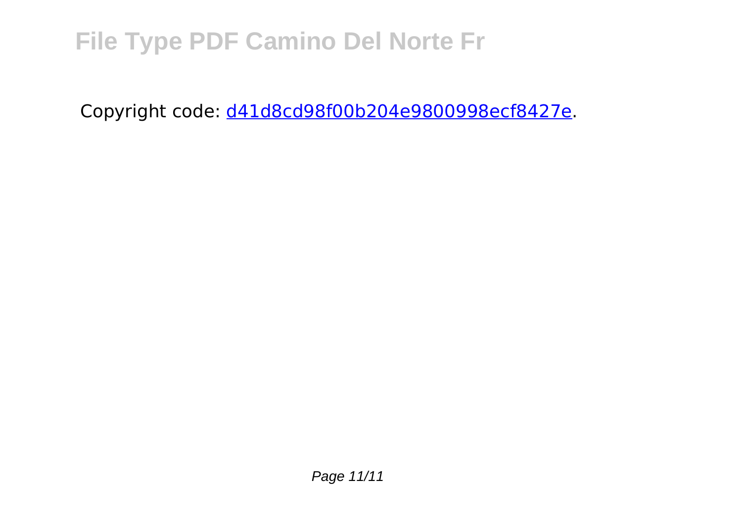Copyright code: d41d8cd98f00b204e9800998ecf8427e.